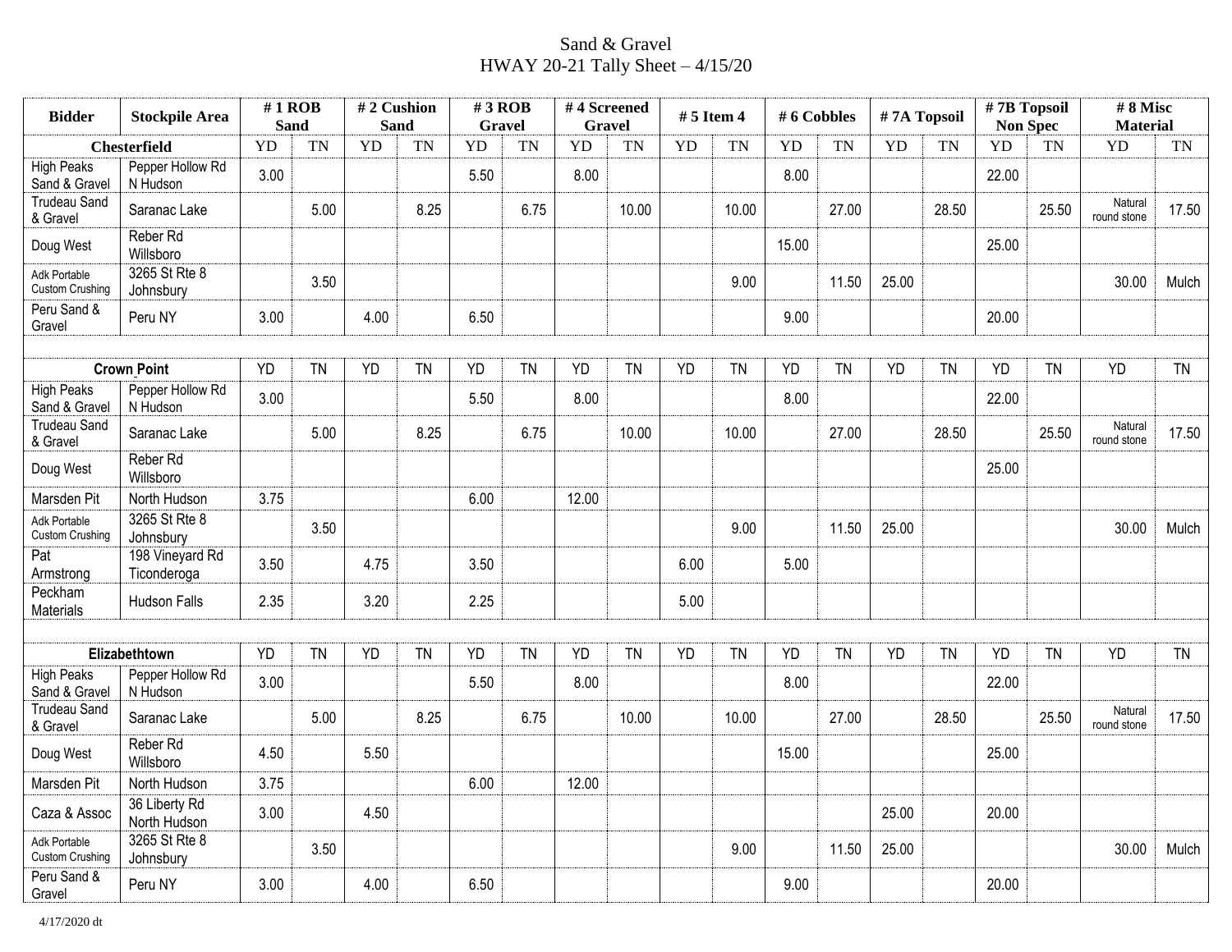# Sand & Gravel
## HWAY 20-21 Tally Sheet – 4/15/20

| Bidder | Stockpile Area | # 1 ROB Sand | | # 2 Cushion Sand | | # 3 ROB Gravel | | # 4 Screened Gravel | | # 5 Item 4 | | # 6 Cobbles | | # 7A Topsoil | | # 7B Topsoil Non Spec | | # 8 Misc Material | |
|---|---|---|---|---|---|---|---|---|---|---|---|---|---|---|---|---|---|---|---|
| **Chesterfield** | | YD | TN | YD | TN | YD | TN | YD | TN | YD | TN | YD | TN | YD | TN | YD | TN | YD | TN |
| High Peaks Sand & Gravel | Pepper Hollow Rd N Hudson | 3.00 | | | | 5.50 | | 8.00 | | | | 8.00 | | | | 22.00 | | | |
| Trudeau Sand & Gravel | Saranac Lake | | 5.00 | | 8.25 | | 6.75 | | 10.00 | | 10.00 | | 27.00 | | 28.50 | | 25.50 | Natural round stone | 17.50 |
| Doug West | Reber Rd Willsboro | | | | | | | | | | | 15.00 | | | | 25.00 | | | |
| Adk Portable Custom Crushing | 3265 St Rte 8 Johnsbury | | 3.50 | | | | | | | | 9.00 | | 11.50 | 25.00 | | | | 30.00 | Mulch |
| Peru Sand & Gravel | Peru NY | 3.00 | | 4.00 | | 6.50 | | | | | | 9.00 | | | | 20.00 | | | |
| | | | | | | | | | | | | | | | | | | | |
| **Crown Point** | | YD | TN | YD | TN | YD | TN | YD | TN | YD | TN | YD | TN | YD | TN | YD | TN | YD | TN |
| High Peaks Sand & Gravel | Pepper Hollow Rd N Hudson | 3.00 | | | | 5.50 | | 8.00 | | | | 8.00 | | | | 22.00 | | | |
| Trudeau Sand & Gravel | Saranac Lake | | 5.00 | | 8.25 | | 6.75 | | 10.00 | | 10.00 | | 27.00 | | 28.50 | | 25.50 | Natural round stone | 17.50 |
| Doug West | Reber Rd Willsboro | | | | | | | | | | | | | | | 25.00 | | | |
| Marsden Pit | North Hudson | 3.75 | | | | 6.00 | | 12.00 | | | | | | | | | | | |
| Adk Portable Custom Crushing | 3265 St Rte 8 Johnsbury | | 3.50 | | | | | | | | 9.00 | | 11.50 | 25.00 | | | | 30.00 | Mulch |
| Pat Armstrong | 198 Vineyard Rd Ticonderoga | 3.50 | | 4.75 | | 3.50 | | | | 6.00 | | 5.00 | | | | | | | |
| Peckham Materials | Hudson Falls | 2.35 | | 3.20 | | 2.25 | | | | 5.00 | | | | | | | | | |
| | | | | | | | | | | | | | | | | | | | |
| **Elizabethtown** | | YD | TN | YD | TN | YD | TN | YD | TN | YD | TN | YD | TN | YD | TN | YD | TN | YD | TN |
| High Peaks Sand & Gravel | Pepper Hollow Rd N Hudson | 3.00 | | | | 5.50 | | 8.00 | | | | 8.00 | | | | 22.00 | | | |
| Trudeau Sand & Gravel | Saranac Lake | | 5.00 | | 8.25 | | 6.75 | | 10.00 | | 10.00 | | 27.00 | | 28.50 | | 25.50 | Natural round stone | 17.50 |
| Doug West | Reber Rd Willsboro | 4.50 | | 5.50 | | | | | | | | 15.00 | | | | 25.00 | | | |
| Marsden Pit | North Hudson | 3.75 | | | | 6.00 | | 12.00 | | | | | | | | | | | |
| Caza & Assoc | 36 Liberty Rd North Hudson | 3.00 | | 4.50 | | | | | | | | | | 25.00 | | 20.00 | | | |
| Adk Portable Custom Crushing | 3265 St Rte 8 Johnsbury | | 3.50 | | | | | | | | 9.00 | | 11.50 | 25.00 | | | | 30.00 | Mulch |
| Peru Sand & Gravel | Peru NY | 3.00 | | 4.00 | | 6.50 | | | | | | 9.00 | | | | 20.00 | | | |

4/17/2020 dt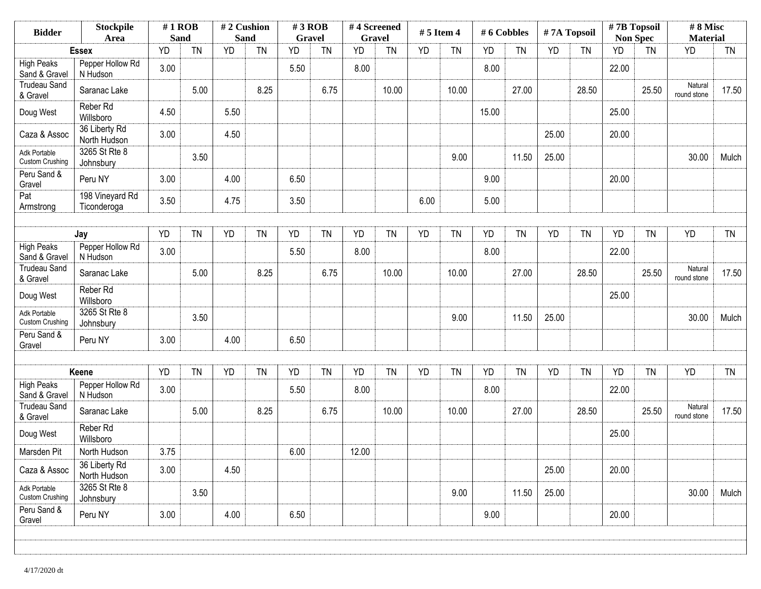| Bidder | Stockpile Area | # 1 ROB Sand | | # 2 Cushion Sand | | # 3 ROB Gravel | | # 4 Screened Gravel | | # 5 Item 4 | | # 6 Cobbles | | # 7A Topsoil | | # 7B Topsoil Non Spec | | # 8 Misc Material | |
|---|---|---|---|---|---|---|---|---|---|---|---|---|---|---|---|---|---|---|---|
| **Essex** | | YD | TN | YD | TN | YD | TN | YD | TN | YD | TN | YD | TN | YD | TN | YD | TN | YD | TN |
| High Peaks Sand & Gravel | Pepper Hollow Rd N Hudson | 3.00 | | | | 5.50 | | 8.00 | | | | 8.00 | | | | 22.00 | | | |
| Trudeau Sand & Gravel | Saranac Lake | | 5.00 | | 8.25 | | 6.75 | | 10.00 | | 10.00 | | 27.00 | | 28.50 | | 25.50 | Natural round stone | 17.50 |
| Doug West | Reber Rd Willsboro | 4.50 | | 5.50 | | | | | | | | 15.00 | | | | 25.00 | | | |
| Caza & Assoc | 36 Liberty Rd North Hudson | 3.00 | | 4.50 | | | | | | | | | | 25.00 | | 20.00 | | | |
| Adk Portable Custom Crushing | 3265 St Rte 8 Johnsbury | | 3.50 | | | | | | | | 9.00 | | 11.50 | 25.00 | | | | 30.00 | Mulch |
| Peru Sand & Gravel | Peru NY | 3.00 | | 4.00 | | 6.50 | | | | | | 9.00 | | | | 20.00 | | | |
| Pat Armstrong | 198 Vineyard Rd Ticonderoga | 3.50 | | 4.75 | | 3.50 | | | | 6.00 | | 5.00 | | | | | | | |
| | | | | | | | | | | | | | | | | | | | |
| **Jay** | | YD | TN | YD | TN | YD | TN | YD | TN | YD | TN | YD | TN | YD | TN | YD | TN | YD | TN |
| High Peaks Sand & Gravel | Pepper Hollow Rd N Hudson | 3.00 | | | | 5.50 | | 8.00 | | | | 8.00 | | | | 22.00 | | | |
| Trudeau Sand & Gravel | Saranac Lake | | 5.00 | | 8.25 | | 6.75 | | 10.00 | | 10.00 | | 27.00 | | 28.50 | | 25.50 | Natural round stone | 17.50 |
| Doug West | Reber Rd Willsboro | | | | | | | | | | | | | | | 25.00 | | | |
| Adk Portable Custom Crushing | 3265 St Rte 8 Johnsbury | | 3.50 | | | | | | | | 9.00 | | 11.50 | 25.00 | | | | 30.00 | Mulch |
| Peru Sand & Gravel | Peru NY | 3.00 | | 4.00 | | 6.50 | | | | | | | | | | | | | |
| | | | | | | | | | | | | | | | | | | | |
| **Keene** | | YD | TN | YD | TN | YD | TN | YD | TN | YD | TN | YD | TN | YD | TN | YD | TN | YD | TN |
| High Peaks Sand & Gravel | Pepper Hollow Rd N Hudson | 3.00 | | | | 5.50 | | 8.00 | | | | 8.00 | | | | 22.00 | | | |
| Trudeau Sand & Gravel | Saranac Lake | | 5.00 | | 8.25 | | 6.75 | | 10.00 | | 10.00 | | 27.00 | | 28.50 | | 25.50 | Natural round stone | 17.50 |
| Doug West | Reber Rd Willsboro | | | | | | | | | | | | | | | 25.00 | | | |
| Marsden Pit | North Hudson | 3.75 | | | | 6.00 | | 12.00 | | | | | | | | | | | |
| Caza & Assoc | 36 Liberty Rd North Hudson | 3.00 | | 4.50 | | | | | | | | | | 25.00 | | 20.00 | | | |
| Adk Portable Custom Crushing | 3265 St Rte 8 Johnsbury | | 3.50 | | | | | | | | 9.00 | | 11.50 | 25.00 | | | | 30.00 | Mulch |
| Peru Sand & Gravel | Peru NY | 3.00 | | 4.00 | | 6.50 | | | | | | 9.00 | | | | 20.00 | | | |

4/17/2020 dt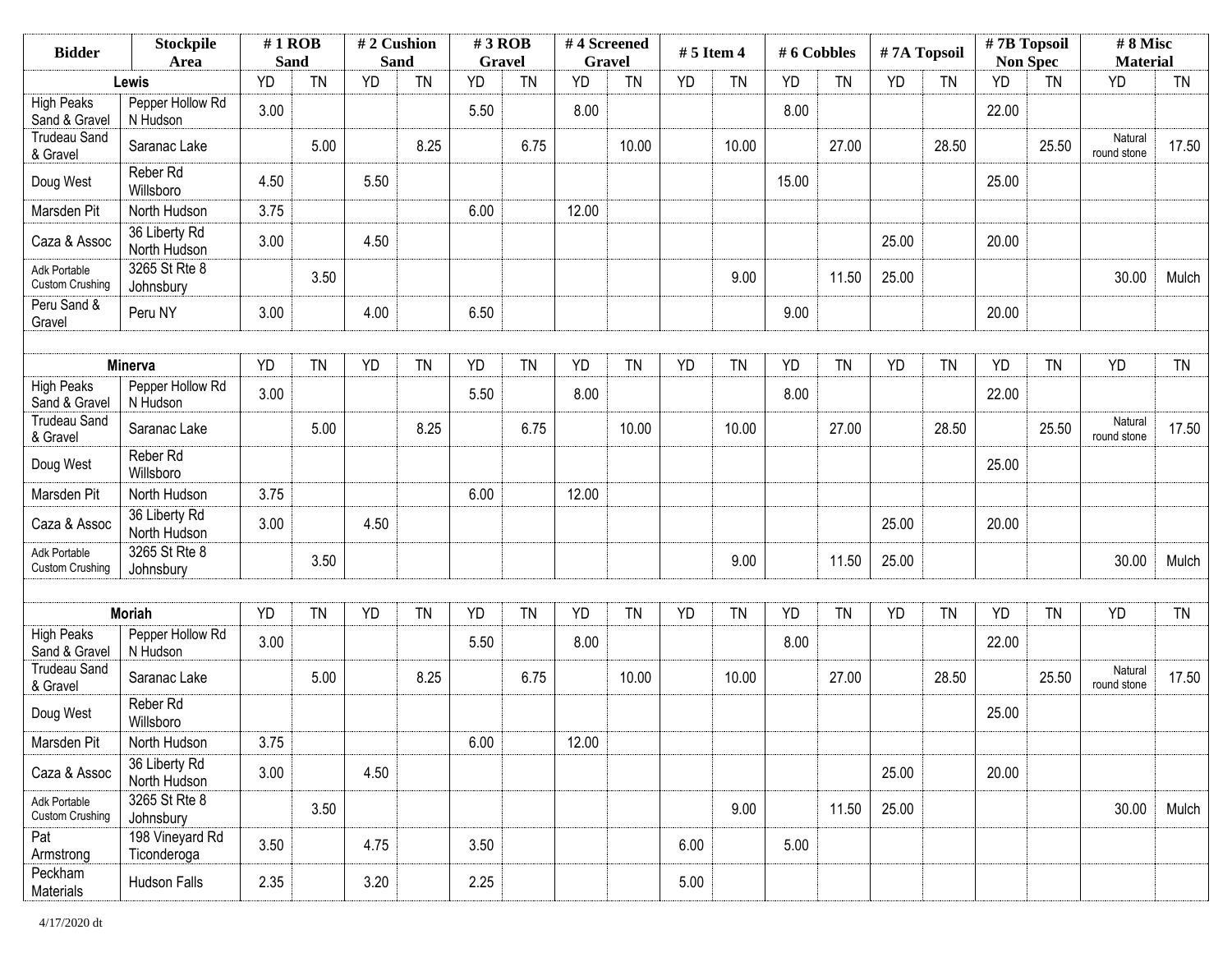| Bidder | Stockpile Area | # 1 ROB Sand | | # 2 Cushion Sand | | # 3 ROB Gravel | | # 4 Screened Gravel | | # 5 Item 4 | | # 6 Cobbles | | # 7A Topsoil | | # 7B Topsoil Non Spec | | # 8 Misc Material | |
|---|---|---|---|---|---|---|---|---|---|---|---|---|---|---|---|---|---|---|---|
| **Lewis** | | YD | TN | YD | TN | YD | TN | YD | TN | YD | TN | YD | TN | YD | TN | YD | TN | YD | TN |
| High Peaks Sand & Gravel | Pepper Hollow Rd N Hudson | 3.00 | | | | 5.50 | | 8.00 | | | | 8.00 | | | | 22.00 | | | |
| Trudeau Sand & Gravel | Saranac Lake | | 5.00 | | 8.25 | | 6.75 | | 10.00 | | 10.00 | | 27.00 | | 28.50 | | 25.50 | Natural round stone | 17.50 |
| Doug West | Reber Rd Willsboro | 4.50 | | 5.50 | | | | | | | | 15.00 | | | | 25.00 | | | |
| Marsden Pit | North Hudson | 3.75 | | | | 6.00 | | 12.00 | | | | | | | | | | | |
| Caza & Assoc | 36 Liberty Rd North Hudson | 3.00 | | 4.50 | | | | | | | | | | 25.00 | | 20.00 | | | |
| Adk Portable Custom Crushing | 3265 St Rte 8 Johnsbury | | 3.50 | | | | | | | | 9.00 | | 11.50 | 25.00 | | | | 30.00 | Mulch |
| Peru Sand & Gravel | Peru NY | 3.00 | | 4.00 | | 6.50 | | | | | | 9.00 | | | | 20.00 | | | |
| | | | | | | | | | | | | | | | | | | | |
| **Minerva** | | YD | TN | YD | TN | YD | TN | YD | TN | YD | TN | YD | TN | YD | TN | YD | TN | YD | TN |
| High Peaks Sand & Gravel | Pepper Hollow Rd N Hudson | 3.00 | | | | 5.50 | | 8.00 | | | | 8.00 | | | | 22.00 | | | |
| Trudeau Sand & Gravel | Saranac Lake | | 5.00 | | 8.25 | | 6.75 | | 10.00 | | 10.00 | | 27.00 | | 28.50 | | 25.50 | Natural round stone | 17.50 |
| Doug West | Reber Rd Willsboro | | | | | | | | | | | | | | | 25.00 | | | |
| Marsden Pit | North Hudson | 3.75 | | | | 6.00 | | 12.00 | | | | | | | | | | | |
| Caza & Assoc | 36 Liberty Rd North Hudson | 3.00 | | 4.50 | | | | | | | | | | 25.00 | | 20.00 | | | |
| Adk Portable Custom Crushing | 3265 St Rte 8 Johnsbury | | 3.50 | | | | | | | | 9.00 | | 11.50 | 25.00 | | | | 30.00 | Mulch |
| | | | | | | | | | | | | | | | | | | | |
| **Moriah** | | YD | TN | YD | TN | YD | TN | YD | TN | YD | TN | YD | TN | YD | TN | YD | TN | YD | TN |
| High Peaks Sand & Gravel | Pepper Hollow Rd N Hudson | 3.00 | | | | 5.50 | | 8.00 | | | | 8.00 | | | | 22.00 | | | |
| Trudeau Sand & Gravel | Saranac Lake | | 5.00 | | 8.25 | | 6.75 | | 10.00 | | 10.00 | | 27.00 | | 28.50 | | 25.50 | Natural round stone | 17.50 |
| Doug West | Reber Rd Willsboro | | | | | | | | | | | | | | | 25.00 | | | |
| Marsden Pit | North Hudson | 3.75 | | | | 6.00 | | 12.00 | | | | | | | | | | | |
| Caza & Assoc | 36 Liberty Rd North Hudson | 3.00 | | 4.50 | | | | | | | | | | 25.00 | | 20.00 | | | |
| Adk Portable Custom Crushing | 3265 St Rte 8 Johnsbury | | 3.50 | | | | | | | | 9.00 | | 11.50 | 25.00 | | | | 30.00 | Mulch |
| Pat Armstrong | 198 Vineyard Rd Ticonderoga | 3.50 | | 4.75 | | 3.50 | | | | 6.00 | | 5.00 | | | | | | | |
| Peckham Materials | Hudson Falls | 2.35 | | 3.20 | | 2.25 | | | | 5.00 | | | | | | | | | |

4/17/2020 dt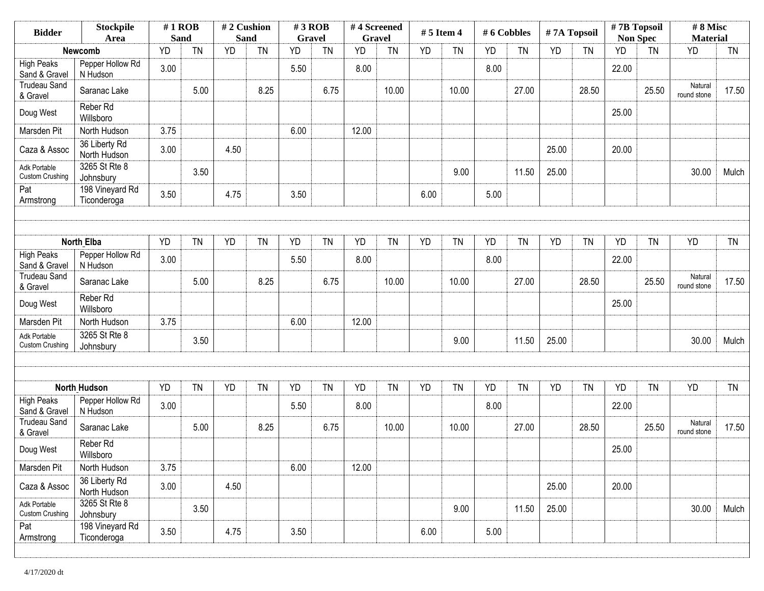| Bidder | Stockpile Area | # 1 ROB Sand | | # 2 Cushion Sand | | # 3 ROB Gravel | | # 4 Screened Gravel | | # 5 Item 4 | | # 6 Cobbles | | # 7A Topsoil | | # 7B Topsoil Non Spec | | # 8 Misc Material | |
|---|---|---|---|---|---|---|---|---|---|---|---|---|---|---|---|---|---|---|---|
| **Newcomb** | | YD | TN | YD | TN | YD | TN | YD | TN | YD | TN | YD | TN | YD | TN | YD | TN | YD | TN |
| High Peaks Sand & Gravel | Pepper Hollow Rd N Hudson | 3.00 | | | | 5.50 | | 8.00 | | | | 8.00 | | | | 22.00 | | | |
| Trudeau Sand & Gravel | Saranac Lake | | 5.00 | | 8.25 | | 6.75 | | 10.00 | | 10.00 | | 27.00 | | 28.50 | | 25.50 | Natural round stone | 17.50 |
| Doug West | Reber Rd Willsboro | | | | | | | | | | | | | | | 25.00 | | | |
| Marsden Pit | North Hudson | 3.75 | | | | 6.00 | | 12.00 | | | | | | | | | | | |
| Caza & Assoc | 36 Liberty Rd North Hudson | 3.00 | | 4.50 | | | | | | | | | | 25.00 | | 20.00 | | | |
| Adk Portable Custom Crushing | 3265 St Rte 8 Johnsbury | | 3.50 | | | | | | | | 9.00 | | 11.50 | 25.00 | | | | 30.00 | Mulch |
| Pat Armstrong | 198 Vineyard Rd Ticonderoga | 3.50 | | 4.75 | | 3.50 | | | | 6.00 | | 5.00 | | | | | | | |
| | | | | | | | | | | | | | | | | | | | |
| **North Elba** | | YD | TN | YD | TN | YD | TN | YD | TN | YD | TN | YD | TN | YD | TN | YD | TN | YD | TN |
| High Peaks Sand & Gravel | Pepper Hollow Rd N Hudson | 3.00 | | | | 5.50 | | 8.00 | | | | 8.00 | | | | 22.00 | | | |
| Trudeau Sand & Gravel | Saranac Lake | | 5.00 | | 8.25 | | 6.75 | | 10.00 | | 10.00 | | 27.00 | | 28.50 | | 25.50 | Natural round stone | 17.50 |
| Doug West | Reber Rd Willsboro | | | | | | | | | | | | | | | 25.00 | | | |
| Marsden Pit | North Hudson | 3.75 | | | | 6.00 | | 12.00 | | | | | | | | | | | |
| Adk Portable Custom Crushing | 3265 St Rte 8 Johnsbury | | 3.50 | | | | | | | | 9.00 | | 11.50 | 25.00 | | | | 30.00 | Mulch |
| | | | | | | | | | | | | | | | | | | | |
| **North Hudson** | | YD | TN | YD | TN | YD | TN | YD | TN | YD | TN | YD | TN | YD | TN | YD | TN | YD | TN |
| High Peaks Sand & Gravel | Pepper Hollow Rd N Hudson | 3.00 | | | | 5.50 | | 8.00 | | | | 8.00 | | | | 22.00 | | | |
| Trudeau Sand & Gravel | Saranac Lake | | 5.00 | | 8.25 | | 6.75 | | 10.00 | | 10.00 | | 27.00 | | 28.50 | | 25.50 | Natural round stone | 17.50 |
| Doug West | Reber Rd Willsboro | | | | | | | | | | | | | | | 25.00 | | | |
| Marsden Pit | North Hudson | 3.75 | | | | 6.00 | | 12.00 | | | | | | | | | | | |
| Caza & Assoc | 36 Liberty Rd North Hudson | 3.00 | | 4.50 | | | | | | | | | | 25.00 | | 20.00 | | | |
| Adk Portable Custom Crushing | 3265 St Rte 8 Johnsbury | | 3.50 | | | | | | | | 9.00 | | 11.50 | 25.00 | | | | 30.00 | Mulch |
| Pat Armstrong | 198 Vineyard Rd Ticonderoga | 3.50 | | 4.75 | | 3.50 | | | | 6.00 | | 5.00 | | | | | | | |

4/17/2020 dt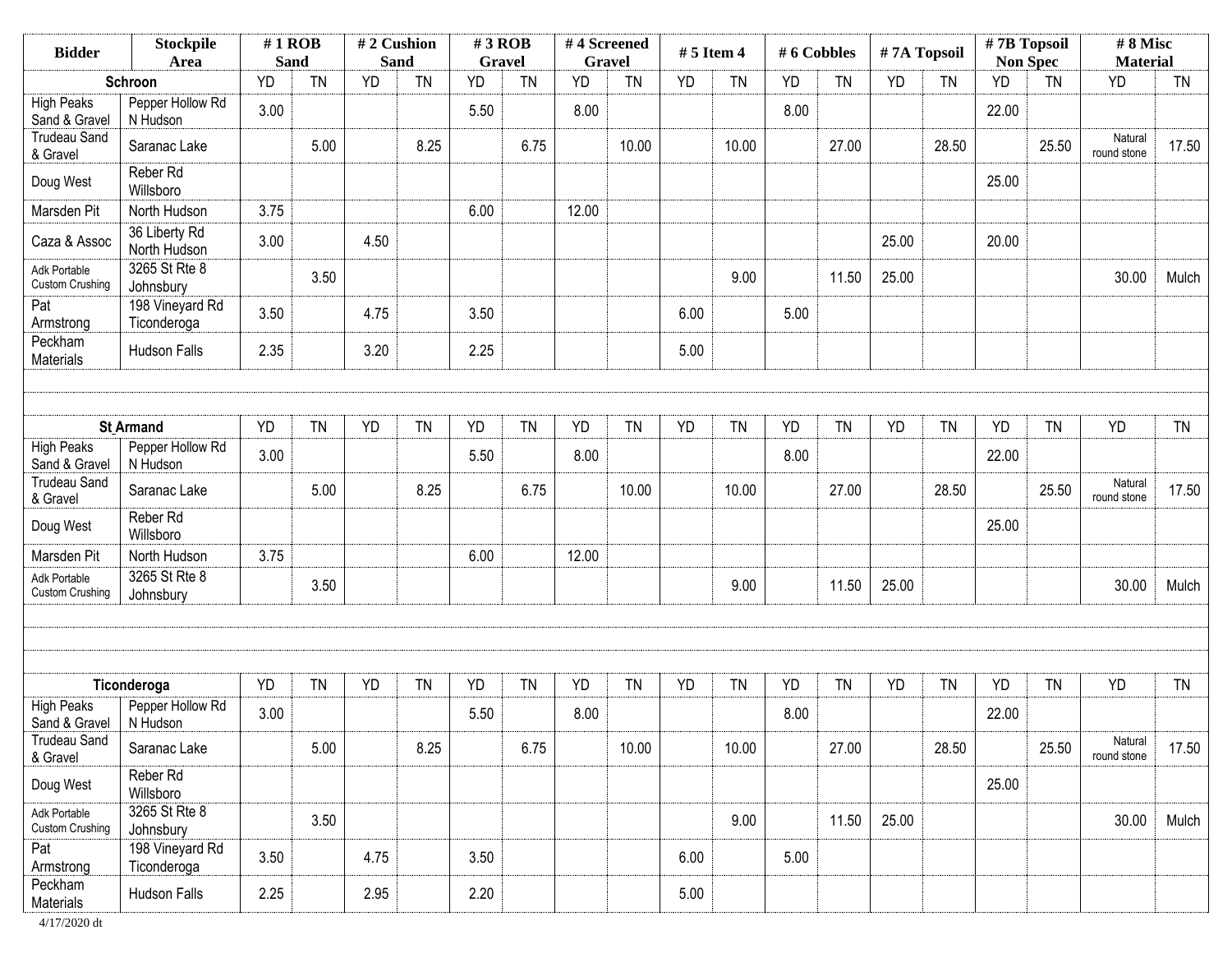| Bidder | Stockpile Area | # 1 ROB Sand | | # 2 Cushion Sand | | # 3 ROB Gravel | | # 4 Screened Gravel | | # 5 Item 4 | | # 6 Cobbles | | # 7A Topsoil | | # 7B Topsoil Non Spec | | # 8 Misc Material | |
|---|---|---|---|---|---|---|---|---|---|---|---|---|---|---|---|---|---|---|---|
| **Schroon** | | YD | TN | YD | TN | YD | TN | YD | TN | YD | TN | YD | TN | YD | TN | YD | TN | YD | TN |
| High Peaks Sand & Gravel | Pepper Hollow Rd N Hudson | 3.00 | | | | 5.50 | | 8.00 | | | | 8.00 | | | | 22.00 | | | |
| Trudeau Sand & Gravel | Saranac Lake | | 5.00 | | 8.25 | | 6.75 | | 10.00 | | 10.00 | | 27.00 | | 28.50 | | 25.50 | Natural round stone | 17.50 |
| Doug West | Reber Rd Willsboro | | | | | | | | | | | | | | | 25.00 | | | |
| Marsden Pit | North Hudson | 3.75 | | | | 6.00 | | 12.00 | | | | | | | | | | | |
| Caza & Assoc | 36 Liberty Rd North Hudson | 3.00 | | 4.50 | | | | | | | | | | 25.00 | | 20.00 | | | |
| Adk Portable Custom Crushing | 3265 St Rte 8 Johnsbury | | 3.50 | | | | | | | | 9.00 | | 11.50 | 25.00 | | | | 30.00 | Mulch |
| Pat Armstrong | 198 Vineyard Rd Ticonderoga | 3.50 | | 4.75 | | 3.50 | | | | 6.00 | | 5.00 | | | | | | | |
| Peckham Materials | Hudson Falls | 2.35 | | 3.20 | | 2.25 | | | | 5.00 | | | | | | | | | |
| | | | | | | | | | | | | | | | | | | | |
| **St Armand** | | YD | TN | YD | TN | YD | TN | YD | TN | YD | TN | YD | TN | YD | TN | YD | TN | YD | TN |
| High Peaks Sand & Gravel | Pepper Hollow Rd N Hudson | 3.00 | | | | 5.50 | | 8.00 | | | | 8.00 | | | | 22.00 | | | |
| Trudeau Sand & Gravel | Saranac Lake | | 5.00 | | 8.25 | | 6.75 | | 10.00 | | 10.00 | | 27.00 | | 28.50 | | 25.50 | Natural round stone | 17.50 |
| Doug West | Reber Rd Willsboro | | | | | | | | | | | | | | | 25.00 | | | |
| Marsden Pit | North Hudson | 3.75 | | | | 6.00 | | 12.00 | | | | | | | | | | | |
| Adk Portable Custom Crushing | 3265 St Rte 8 Johnsbury | | 3.50 | | | | | | | | 9.00 | | 11.50 | 25.00 | | | | 30.00 | Mulch |
| | | | | | | | | | | | | | | | | | | | |
| **Ticonderoga** | | YD | TN | YD | TN | YD | TN | YD | TN | YD | TN | YD | TN | YD | TN | YD | TN | YD | TN |
| High Peaks Sand & Gravel | Pepper Hollow Rd N Hudson | 3.00 | | | | 5.50 | | 8.00 | | | | 8.00 | | | | 22.00 | | | |
| Trudeau Sand & Gravel | Saranac Lake | | 5.00 | | 8.25 | | 6.75 | | 10.00 | | 10.00 | | 27.00 | | 28.50 | | 25.50 | Natural round stone | 17.50 |
| Doug West | Reber Rd Willsboro | | | | | | | | | | | | | | | 25.00 | | | |
| Adk Portable Custom Crushing | 3265 St Rte 8 Johnsbury | | 3.50 | | | | | | | | 9.00 | | 11.50 | 25.00 | | | | 30.00 | Mulch |
| Pat Armstrong | 198 Vineyard Rd Ticonderoga | 3.50 | | 4.75 | | 3.50 | | | | 6.00 | | 5.00 | | | | | | | |
| Peckham Materials | Hudson Falls | 2.25 | | 2.95 | | 2.20 | | | | 5.00 | | | | | | | | | |

4/17/2020 dt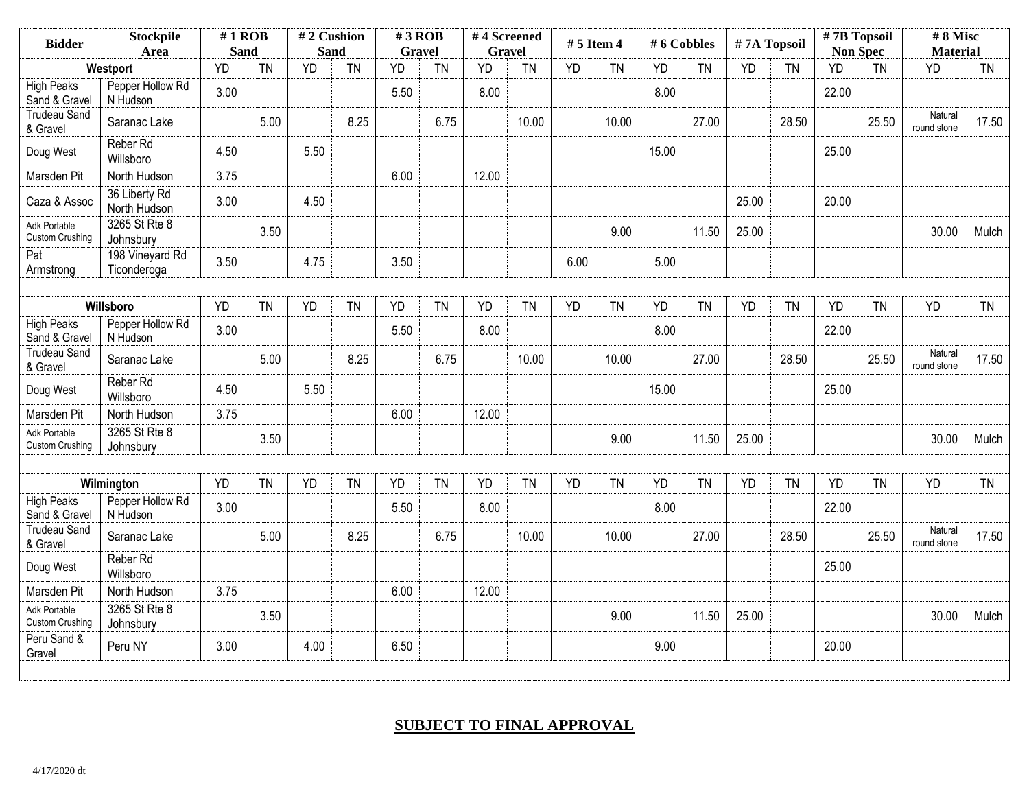| Bidder | Stockpile Area | # 1 ROB Sand | | # 2 Cushion Sand | | # 3 ROB Gravel | | # 4 Screened Gravel | | # 5 Item 4 | | # 6 Cobbles | | # 7A Topsoil | | # 7B Topsoil Non Spec | | # 8 Misc Material | |
|---|---|---|---|---|---|---|---|---|---|---|---|---|---|---|---|---|---|---|---|
| **Westport** | | YD | TN | YD | TN | YD | TN | YD | TN | YD | TN | YD | TN | YD | TN | YD | TN | YD | TN |
| High Peaks Sand & Gravel | Pepper Hollow Rd N Hudson | 3.00 | | | | 5.50 | | 8.00 | | | | 8.00 | | | | 22.00 | | | |
| Trudeau Sand & Gravel | Saranac Lake | | 5.00 | | 8.25 | | 6.75 | | 10.00 | | 10.00 | | 27.00 | | 28.50 | | 25.50 | Natural round stone | 17.50 |
| Doug West | Reber Rd Willsboro | 4.50 | | 5.50 | | | | | | | | 15.00 | | | | 25.00 | | | |
| Marsden Pit | North Hudson | 3.75 | | | | 6.00 | | 12.00 | | | | | | | | | | | |
| Caza & Assoc | 36 Liberty Rd North Hudson | 3.00 | | 4.50 | | | | | | | | | | 25.00 | | 20.00 | | | |
| Adk Portable Custom Crushing | 3265 St Rte 8 Johnsbury | | 3.50 | | | | | | | | 9.00 | | 11.50 | 25.00 | | | | 30.00 | Mulch |
| Pat Armstrong | 198 Vineyard Rd Ticonderoga | 3.50 | | 4.75 | | 3.50 | | | | 6.00 | | 5.00 | | | | | | | |
| **Willsboro** | | YD | TN | YD | TN | YD | TN | YD | TN | YD | TN | YD | TN | YD | TN | YD | TN | YD | TN |
| High Peaks Sand & Gravel | Pepper Hollow Rd N Hudson | 3.00 | | | | 5.50 | | 8.00 | | | | 8.00 | | | | 22.00 | | | |
| Trudeau Sand & Gravel | Saranac Lake | | 5.00 | | 8.25 | | 6.75 | | 10.00 | | 10.00 | | 27.00 | | 28.50 | | 25.50 | Natural round stone | 17.50 |
| Doug West | Reber Rd Willsboro | 4.50 | | 5.50 | | | | | | | | 15.00 | | | | 25.00 | | | |
| Marsden Pit | North Hudson | 3.75 | | | | 6.00 | | 12.00 | | | | | | | | | | | |
| Adk Portable Custom Crushing | 3265 St Rte 8 Johnsbury | | 3.50 | | | | | | | | 9.00 | | 11.50 | 25.00 | | | | 30.00 | Mulch |
| **Wilmington** | | YD | TN | YD | TN | YD | TN | YD | TN | YD | TN | YD | TN | YD | TN | YD | TN | YD | TN |
| High Peaks Sand & Gravel | Pepper Hollow Rd N Hudson | 3.00 | | | | 5.50 | | 8.00 | | | | 8.00 | | | | 22.00 | | | |
| Trudeau Sand & Gravel | Saranac Lake | | 5.00 | | 8.25 | | 6.75 | | 10.00 | | 10.00 | | 27.00 | | 28.50 | | 25.50 | Natural round stone | 17.50 |
| Doug West | Reber Rd Willsboro | | | | | | | | | | | | | | | 25.00 | | | |
| Marsden Pit | North Hudson | 3.75 | | | | 6.00 | | 12.00 | | | | | | | | | | | |
| Adk Portable Custom Crushing | 3265 St Rte 8 Johnsbury | | 3.50 | | | | | | | | 9.00 | | 11.50 | 25.00 | | | | 30.00 | Mulch |
| Peru Sand & Gravel | Peru NY | 3.00 | | 4.00 | | 6.50 | | | | | | 9.00 | | | | 20.00 | | | |

**SUBJECT TO FINAL APPROVAL**

4/17/2020 dt